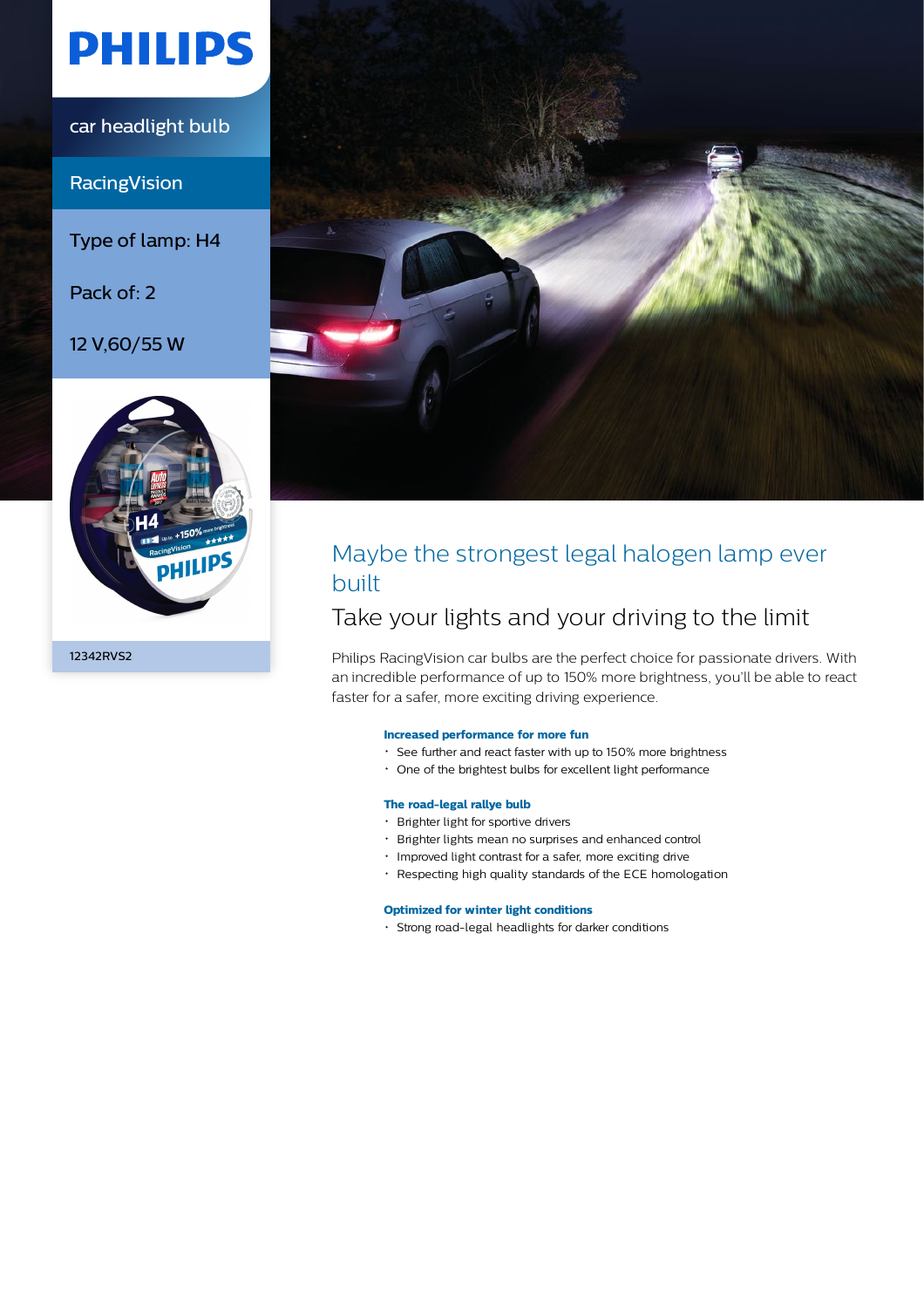# PHILIPS

car headlight bulb

RacingVision

Type of lamp: H4

Pack of: 2

12 V,60/55 W

12342RVS2

## Maybe the strongest legal halogen lamp ever built

### Take your lights and your driving to the limit

Philips RacingVision car bulbs are the perfect choice for passionate drivers. With an incredible performance of up to 150% more brightness, you'll be able to react faster for a safer, more exciting driving experience.

**Increased performance for more fun**

- See further and react faster with up to 150% more brightness
- One of the brightest bulbs for excellent light performance

**The road-legal rallye bulb**

- Brighter light for sportive drivers
- Brighter lights mean no surprises and enhanced control
- Improved light contrast for a safer, more exciting drive
- Respecting high quality standards of the ECE homologation

**Optimized for winter light conditions**

- Strong road-legal headlights for darker conditions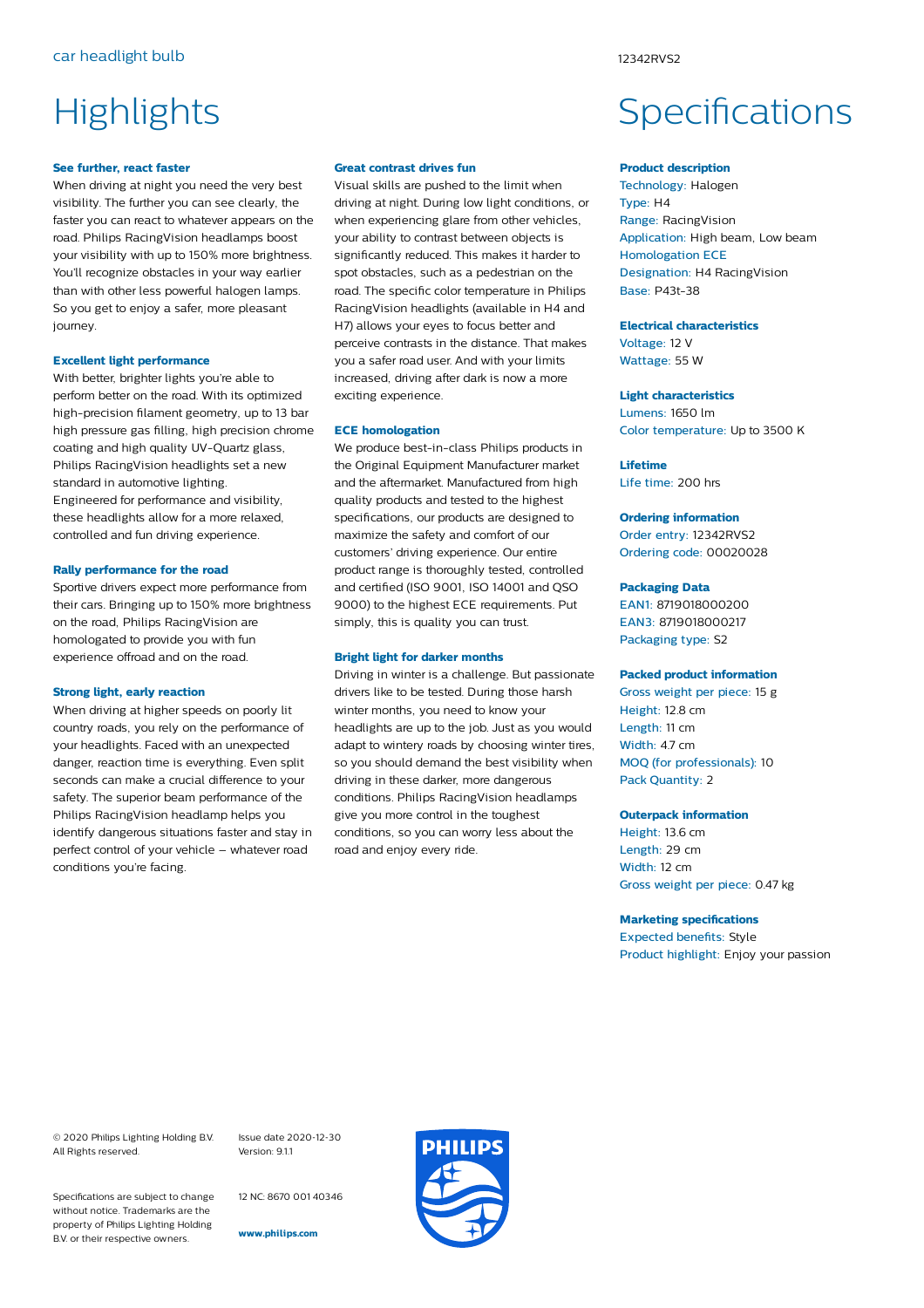car headlight bulb

12342RVS2

# Highlights

### See further, react faster

When driving at night you need the very best visibility. The further you can see clearly, the faster you can react to whatever appears on the road. Philips RacingVision headlamps boost your visibility with up to 150% more brightness. You'll recognize obstacles in your way earlier than with other less powerful halogen lamps. So you get to enjoy a safer, more pleasant journey.

### Excellent light performance

With better, brighter lights you're able to perform better on the road. With its optimized high-precision filament geometry, up to 13 bar high pressure gas filling, high precision chrome coating and high quality UV-Quartz glass, Philips RacingVision headlights set a new standard in automotive lighting. Engineered for performance and visibility, these headlights allow for a more relaxed, controlled and fun driving experience.

### Rally performance for the road

Sportive drivers expect more performance from their cars. Bringing up to 150% more brightness on the road, Philips RacingVision are homologated to provide you with fun experience offroad and on the road.

### Strong light, early reaction

When driving at higher speeds on poorly lit country roads, you rely on the performance of your headlights. Faced with an unexpected danger, reaction time is everything. Even split seconds can make a crucial difference to your safety. The superior beam performance of the Philips RacingVision headlamp helps you identify dangerous situations faster and stay in perfect control of your vehicle – whatever road conditions you're facing.

### Great contrast drives fun

Visual skills are pushed to the limit when driving at night. During low light conditions, or when experiencing glare from other vehicles, your ability to contrast between objects is significantly reduced. This makes it harder to spot obstacles, such as a pedestrian on the road. The specific color temperature in Philips RacingVision headlights (available in H4 and H7) allows your eyes to focus better and perceive contrasts in the distance. That makes you a safer road user. And with your limits increased, driving after dark is now a more exciting experience.

### ECE homologation

We produce best-in-class Philips products in the Original Equipment Manufacturer market and the aftermarket. Manufactured from high quality products and tested to the highest specifications, our products are designed to maximize the safety and comfort of our customers' driving experience. Our entire product range is thoroughly tested, controlled and certified (ISO 9001, ISO 14001 and QSO 9000) to the highest ECE requirements. Put simply, this is quality you can trust.

### Bright light for darker months

Driving in winter is a challenge. But passionate drivers like to be tested. During those harsh winter months, you need to know your headlights are up to the job. Just as you would adapt to wintery roads by choosing winter tires, so you should demand the best visibility when driving in these darker, more dangerous conditions. Philips RacingVision headlamps give you more control in the toughest conditions, so you can worry less about the road and enjoy every ride.

# Specifications

### Product description

- Technology: Halogen
- Type: H4
- Range: RacingVision
- Application: High beam, Low beam
- Homologation ECE
- Designation: H4 RacingVision
- Base: P43t-38

### Electrical characteristics

- Voltage: 12 V
- Wattage: 55 W

### Light characteristics

- Lumens: 1650 lm
- Color temperature: Up to 3500 K

### Lifetime

- Life time: 200 hrs

### Ordering information

- Order entry: 12342RVS2
- Ordering code: 00020028

### Packaging Data

- EAN1: 8719018000200
- EAN3: 8719018000217
- Packaging type: S2

### Packed product information

- Gross weight per piece: 15 g
- Height: 12.8 cm
- Length: 11 cm
- Width: 4.7 cm
- MOQ (for professionals): 10
- Pack Quantity: 2

### Outerpack information

- Height: 13.6 cm
- Length: 29 cm
- Width: 12 cm
- Gross weight per piece: 0.47 kg

### Marketing specifications

- Expected benefits: Style
- Product highlight: Enjoy your passion

© 2020 Philips Lighting Holding B.V.
All Rights reserved.

Specifications are subject to change without notice. Trademarks are the property of Philips Lighting Holding B.V. or their respective owners.

Issue date 2020-12-30
Version: 9.1.1

12 NC: 8670 001 40346

www.philips.com